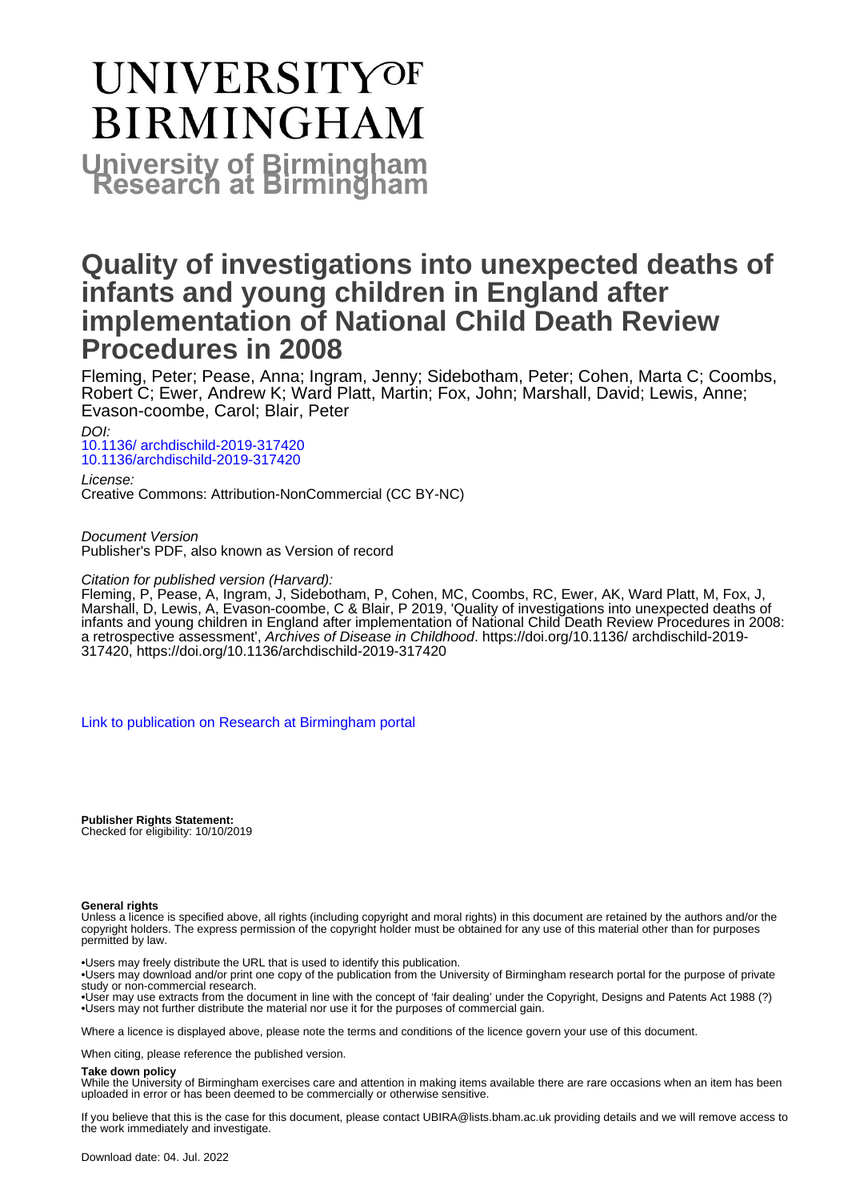# UNIVERSITY OF BIRMINGHAM

**University of Birmingham Research at Birmingham**

# Quality of investigations into unexpected deaths of infants and young children in England after implementation of National Child Death Review Procedures in 2008

Fleming, Peter; Pease, Anna; Ingram, Jenny; Sidebotham, Peter; Cohen, Marta C; Coombs, Robert C; Ewer, Andrew K; Ward Platt, Martin; Fox, John; Marshall, David; Lewis, Anne; Evason-coombe, Carol; Blair, Peter

*DOI:*
10.1136/ archdischild-2019-317420
10.1136/archdischild-2019-317420

*License:*
Creative Commons: Attribution-NonCommercial (CC BY-NC)

*Document Version*
Publisher's PDF, also known as Version of record

*Citation for published version (Harvard):*
Fleming, P, Pease, A, Ingram, J, Sidebotham, P, Cohen, MC, Coombs, RC, Ewer, AK, Ward Platt, M, Fox, J, Marshall, D, Lewis, A, Evason-coombe, C & Blair, P 2019, 'Quality of investigations into unexpected deaths of infants and young children in England after implementation of National Child Death Review Procedures in 2008: a retrospective assessment', *Archives of Disease in Childhood*. https://doi.org/10.1136/ archdischild-2019-317420, https://doi.org/10.1136/archdischild-2019-317420

Link to publication on Research at Birmingham portal

**Publisher Rights Statement:**
Checked for eligibility: 10/10/2019

**General rights**
Unless a licence is specified above, all rights (including copyright and moral rights) in this document are retained by the authors and/or the copyright holders. The express permission of the copyright holder must be obtained for any use of this material other than for purposes permitted by law.

•Users may freely distribute the URL that is used to identify this publication.
•Users may download and/or print one copy of the publication from the University of Birmingham research portal for the purpose of private study or non-commercial research.
•User may use extracts from the document in line with the concept of 'fair dealing' under the Copyright, Designs and Patents Act 1988 (?)
•Users may not further distribute the material nor use it for the purposes of commercial gain.

Where a licence is displayed above, please note the terms and conditions of the licence govern your use of this document.

When citing, please reference the published version.

**Take down policy**
While the University of Birmingham exercises care and attention in making items available there are rare occasions when an item has been uploaded in error or has been deemed to be commercially or otherwise sensitive.

If you believe that this is the case for this document, please contact UBIRA@lists.bham.ac.uk providing details and we will remove access to the work immediately and investigate.

Download date: 04. Jul. 2022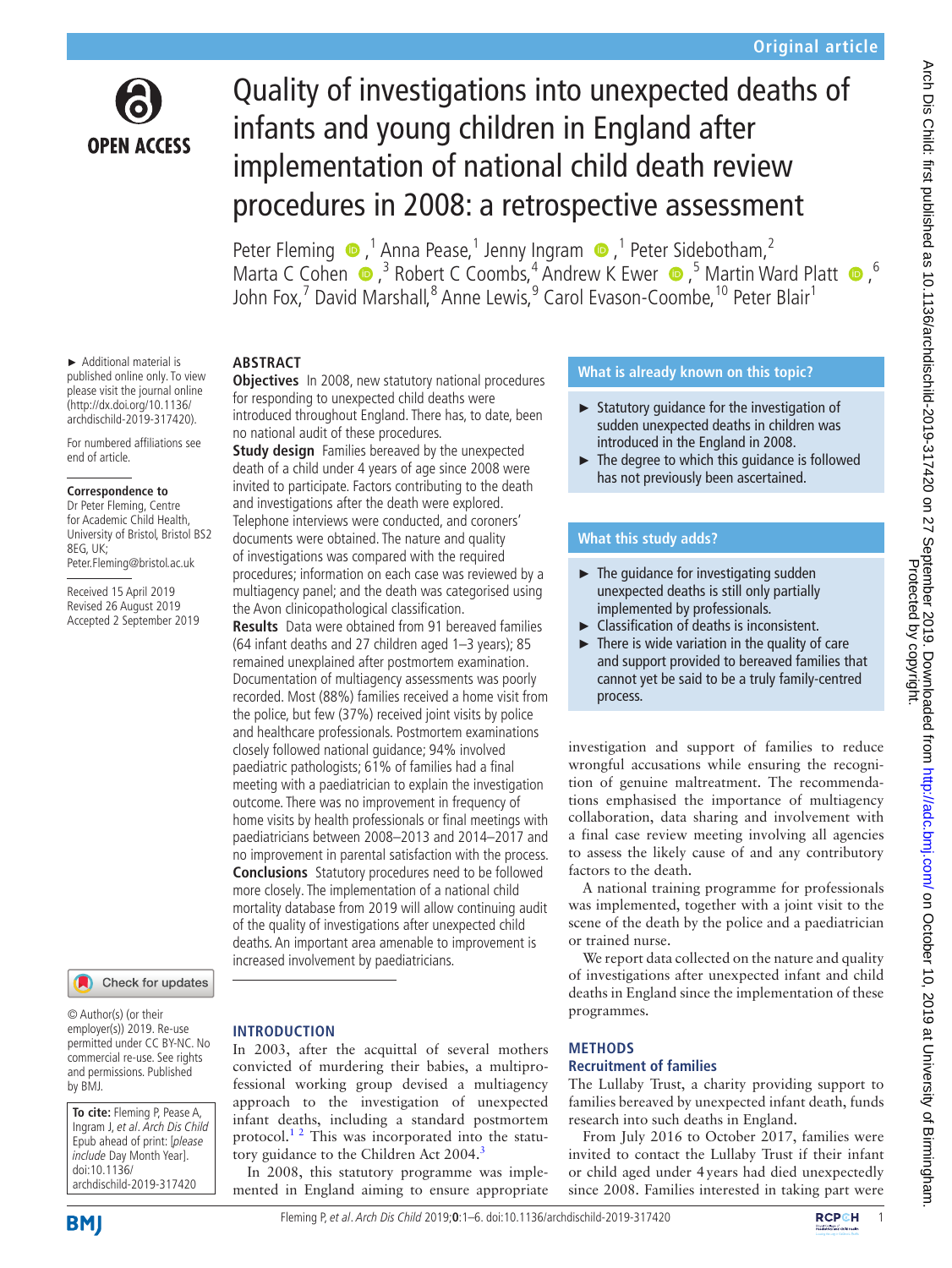# Quality of investigations into unexpected deaths of infants and young children in England after implementation of national child death review procedures in 2008: a retrospective assessment

Peter Fleming,[1] Anna Pease,[1] Jenny Ingram,[1] Peter Sidebotham,[2] Marta C Cohen,[3] Robert C Coombs,[4] Andrew K Ewer,[5] Martin Ward Platt,[6] John Fox,[7] David Marshall,[8] Anne Lewis,[9] Carol Evason-Coombe,[10] Peter Blair[1]

► Additional material is published online only. To view please visit the journal online (http://dx.doi.org/10.1136/archdischild-2019-317420).

For numbered affiliations see end of article.

**Correspondence to**
Dr Peter Fleming, Centre for Academic Child Health, University of Bristol, Bristol BS2 8EG, UK; Peter.Fleming@bristol.ac.uk

Received 15 April 2019
Revised 26 August 2019
Accepted 2 September 2019

© Author(s) (or their employer(s)) 2019. Re-use permitted under CC BY-NC. No commercial re-use. See rights and permissions. Published by BMJ.

**To cite:** Fleming P, Pease A, Ingram J, et al. *Arch Dis Child* Epub ahead of print: [please include Day Month Year]. doi:10.1136/archdischild-2019-317420

## ABSTRACT

**Objectives** In 2008, new statutory national procedures for responding to unexpected child deaths were introduced throughout England. There has, to date, been no national audit of these procedures.

**Study design** Families bereaved by the unexpected death of a child under 4 years of age since 2008 were invited to participate. Factors contributing to the death and investigations after the death were explored. Telephone interviews were conducted, and coroners' documents were obtained. The nature and quality of investigations was compared with the required procedures; information on each case was reviewed by a multiagency panel; and the death was categorised using the Avon clinicopathological classification.

**Results** Data were obtained from 91 bereaved families (64 infant deaths and 27 children aged 1–3 years); 85 remained unexplained after postmortem examination. Documentation of multiagency assessments was poorly recorded. Most (88%) families received a home visit from the police, but few (37%) received joint visits by police and healthcare professionals. Postmortem examinations closely followed national guidance; 94% involved paediatric pathologists; 61% of families had a final meeting with a paediatrician to explain the investigation outcome. There was no improvement in frequency of home visits by health professionals or final meetings with paediatricians between 2008–2013 and 2014–2017 and no improvement in parental satisfaction with the process.

**Conclusions** Statutory procedures need to be followed more closely. The implementation of a national child mortality database from 2019 will allow continuing audit of the quality of investigations after unexpected child deaths. An important area amenable to improvement is increased involvement by paediatricians.

### What is already known on this topic?

- Statutory guidance for the investigation of sudden unexpected deaths in children was introduced in the England in 2008.
- The degree to which this guidance is followed has not previously been ascertained.

### What this study adds?

- The guidance for investigating sudden unexpected deaths is still only partially implemented by professionals.
- Classification of deaths is inconsistent.
- There is wide variation in the quality of care and support provided to bereaved families that cannot yet be said to be a truly family-centred process.

## INTRODUCTION

In 2003, after the acquittal of several mothers convicted of murdering their babies, a multiprofessional working group devised a multiagency approach to the investigation of unexpected infant deaths, including a standard postmortem protocol.[1,2] This was incorporated into the statutory guidance to the Children Act 2004.[3]

In 2008, this statutory programme was implemented in England aiming to ensure appropriate investigation and support of families to reduce wrongful accusations while ensuring the recognition of genuine maltreatment. The recommendations emphasised the importance of multiagency collaboration, data sharing and involvement with a final case review meeting involving all agencies to assess the likely cause of and any contributory factors to the death.

A national training programme for professionals was implemented, together with a joint visit to the scene of the death by the police and a paediatrician or trained nurse.

We report data collected on the nature and quality of investigations after unexpected infant and child deaths in England since the implementation of these programmes.

## METHODS

### Recruitment of families

The Lullaby Trust, a charity providing support to families bereaved by unexpected infant death, funds research into such deaths in England.

From July 2016 to October 2017, families were invited to contact the Lullaby Trust if their infant or child aged under 4 years had died unexpectedly since 2008. Families interested in taking part were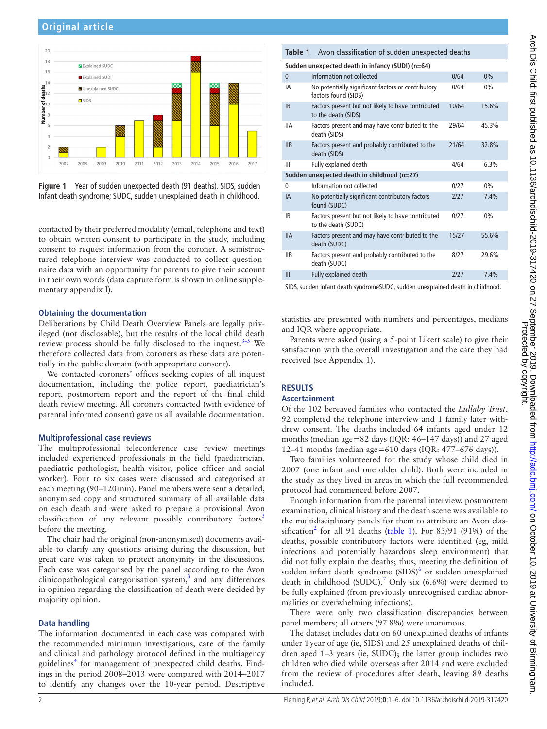Figure 1 Year of sudden unexpected death (91 deaths). SIDS, sudden Infant death syndrome; SUDC, sudden unexplained death in childhood.

contacted by their preferred modality (email, telephone and text) to obtain written consent to participate in the study, including consent to request information from the coroner. A semistructured telephone interview was conducted to collect questionnaire data with an opportunity for parents to give their account in their own words (data capture form is shown in online supplementary appendix I).

### Obtaining the documentation

Deliberations by Child Death Overview Panels are legally privileged (not disclosable), but the results of the local child death review process should be fully disclosed to the inquest.[3–5] We therefore collected data from coroners as these data are potentially in the public domain (with appropriate consent).

We contacted coroners' offices seeking copies of all inquest documentation, including the police report, paediatrician's report, postmortem report and the report of the final child death review meeting. All coroners contacted (with evidence of parental informed consent) gave us all available documentation.

### Multiprofessional case reviews

The multiprofessional teleconference case review meetings included experienced professionals in the field (paediatrician, paediatric pathologist, health visitor, police officer and social worker). Four to six cases were discussed and categorised at each meeting (90–120 min). Panel members were sent a detailed, anonymised copy and structured summary of all available data on each death and were asked to prepare a provisional Avon classification of any relevant possibly contributory factors[3] before the meeting.

The chair had the original (non-anonymised) documents available to clarify any questions arising during the discussion, but great care was taken to protect anonymity in the discussions. Each case was categorised by the panel according to the Avon clinicopathological categorisation system,[3] and any differences in opinion regarding the classification of death were decided by majority opinion.

### Data handling

The information documented in each case was compared with the recommended minimum investigations, care of the family and clinical and pathology protocol defined in the multiagency guidelines[4] for management of unexpected child deaths. Findings in the period 2008–2013 were compared with 2014–2017 to identify any changes over the 10-year period. Descriptive statistics are presented with numbers and percentages, medians and IQR where appropriate.

Parents were asked (using a 5-point Likert scale) to give their satisfaction with the overall investigation and the care they had received (see Appendix 1).

**Table 1** Avon classification of sudden unexpected deaths

| | | | |
|---|---|---|---|
| **Sudden unexpected death in infancy (SUDI) (n=64)** | | | |
| 0 | Information not collected | 0/64 | 0% |
| IA | No potentially significant factors or contributory factors found (SIDS) | 0/64 | 0% |
| IB | Factors present but not likely to have contributed to the death (SIDS) | 10/64 | 15.6% |
| IIA | Factors present and may have contributed to the death (SIDS) | 29/64 | 45.3% |
| IIB | Factors present and probably contributed to the death (SIDS) | 21/64 | 32.8% |
| III | Fully explained death | 4/64 | 6.3% |
| **Sudden unexpected death in childhood (n=27)** | | | |
| 0 | Information not collected | 0/27 | 0% |
| IA | No potentially significant contributory factors found (SUDC) | 2/27 | 7.4% |
| IB | Factors present but not likely to have contributed to the death (SUDC) | 0/27 | 0% |
| IIA | Factors present and may have contributed to the death (SUDC) | 15/27 | 55.6% |
| IIB | Factors present and probably contributed to the death (SUDC) | 8/27 | 29.6% |
| III | Fully explained death | 2/27 | 7.4% |

SIDS, sudden infant death syndromeSUDC, sudden unexplained death in childhood.

## RESULTS

### Ascertainment

Of the 102 bereaved families who contacted the *Lullaby Trust*, 92 completed the telephone interview and 1 family later withdrew consent. The deaths included 64 infants aged under 12 months (median age=82 days (IQR: 46–147 days)) and 27 aged 12–41 months (median age=610 days (IQR: 477–676 days)).

Two families volunteered for the study whose child died in 2007 (one infant and one older child). Both were included in the study as they lived in areas in which the full recommended protocol had commenced before 2007.

Enough information from the parental interview, postmortem examination, clinical history and the death scene was available to the multidisciplinary panels for them to attribute an Avon classification[2] for all 91 deaths (table 1). For 83/91 (91%) of the deaths, possible contributory factors were identified (eg, mild infections and potentially hazardous sleep environment) that did not fully explain the deaths; thus, meeting the definition of sudden infant death syndrome (SIDS)[6] or sudden unexplained death in childhood (SUDC).[7] Only six (6.6%) were deemed to be fully explained (from previously unrecognised cardiac abnormalities or overwhelming infections).

There were only two classification discrepancies between panel members; all others (97.8%) were unanimous.

The dataset includes data on 60 unexplained deaths of infants under 1 year of age (ie, SIDS) and 25 unexplained deaths of children aged 1–3 years (ie, SUDC); the latter group includes two children who died while overseas after 2014 and were excluded from the review of procedures after death, leaving 89 deaths included.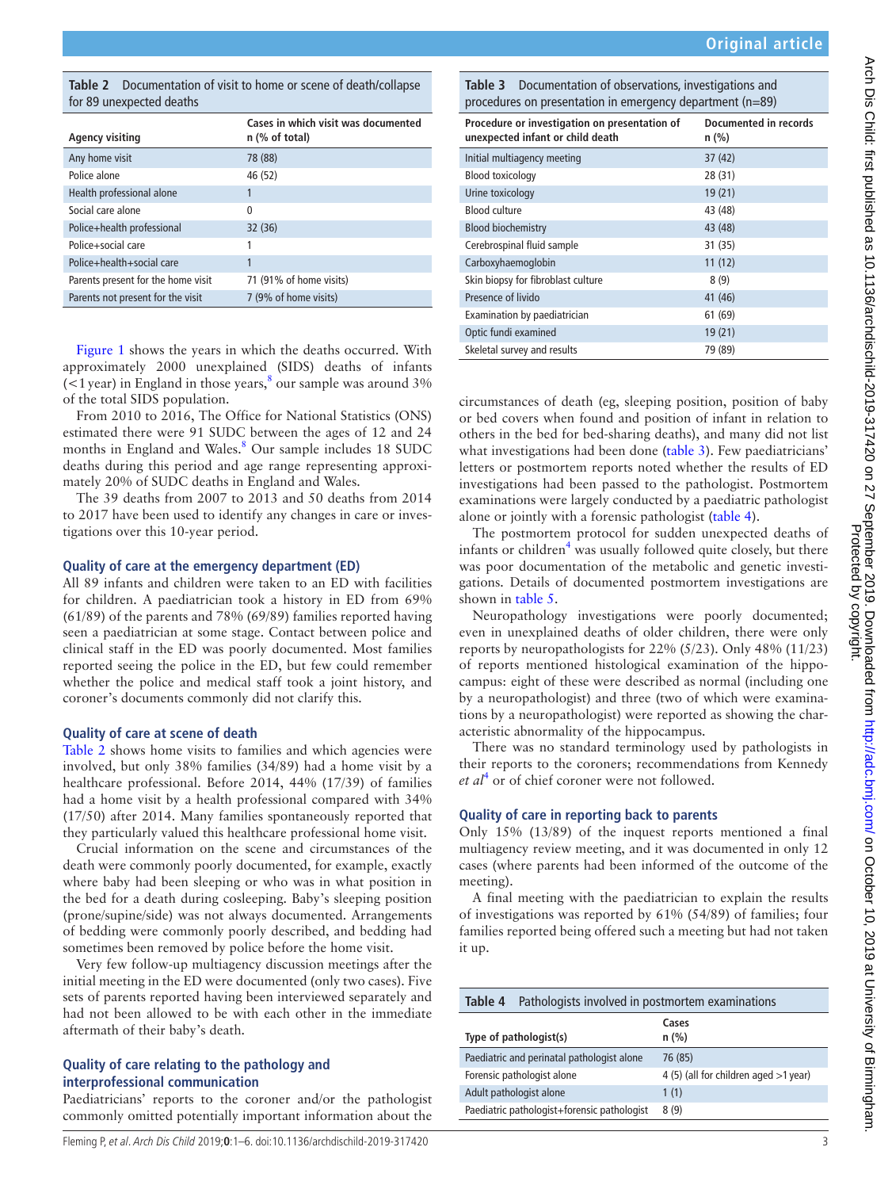**Table 2** Documentation of visit to home or scene of death/collapse for 89 unexpected deaths

| Agency visiting | Cases in which visit was documented n (% of total) |
|---|---|
| Any home visit | 78 (88) |
| Police alone | 46 (52) |
| Health professional alone | 1 |
| Social care alone | 0 |
| Police+health professional | 32 (36) |
| Police+social care | 1 |
| Police+health+social care | 1 |
| Parents present for the home visit | 71 (91% of home visits) |
| Parents not present for the visit | 7 (9% of home visits) |

Figure 1 shows the years in which the deaths occurred. With approximately 2000 unexplained (SIDS) deaths of infants (<1 year) in England in those years,[8] our sample was around 3% of the total SIDS population.

From 2010 to 2016, The Office for National Statistics (ONS) estimated there were 91 SUDC between the ages of 12 and 24 months in England and Wales.[8] Our sample includes 18 SUDC deaths during this period and age range representing approximately 20% of SUDC deaths in England and Wales.

The 39 deaths from 2007 to 2013 and 50 deaths from 2014 to 2017 have been used to identify any changes in care or investigations over this 10-year period.

### Quality of care at the emergency department (ED)

All 89 infants and children were taken to an ED with facilities for children. A paediatrician took a history in ED from 69% (61/89) of the parents and 78% (69/89) families reported having seen a paediatrician at some stage. Contact between police and clinical staff in the ED was poorly documented. Most families reported seeing the police in the ED, but few could remember whether the police and medical staff took a joint history, and coroner's documents commonly did not clarify this.

### Quality of care at scene of death

Table 2 shows home visits to families and which agencies were involved, but only 38% families (34/89) had a home visit by a healthcare professional. Before 2014, 44% (17/39) of families had a home visit by a health professional compared with 34% (17/50) after 2014. Many families spontaneously reported that they particularly valued this healthcare professional home visit.

Crucial information on the scene and circumstances of the death were commonly poorly documented, for example, exactly where baby had been sleeping or who was in what position in the bed for a death during cosleeping. Baby's sleeping position (prone/supine/side) was not always documented. Arrangements of bedding were commonly poorly described, and bedding had sometimes been removed by police before the home visit.

Very few follow-up multiagency discussion meetings after the initial meeting in the ED were documented (only two cases). Five sets of parents reported having been interviewed separately and had not been allowed to be with each other in the immediate aftermath of their baby's death.

### Quality of care relating to the pathology and interprofessional communication

Paediatricians' reports to the coroner and/or the pathologist commonly omitted potentially important information about the circumstances of death (eg, sleeping position, position of baby or bed covers when found and position of infant in relation to others in the bed for bed-sharing deaths), and many did not list what investigations had been done (table 3). Few paediatricians' letters or postmortem reports noted whether the results of ED investigations had been passed to the pathologist. Postmortem examinations were largely conducted by a paediatric pathologist alone or jointly with a forensic pathologist (table 4).

**Table 3** Documentation of observations, investigations and procedures on presentation in emergency department (n=89)

| Procedure or investigation on presentation of unexpected infant or child death | Documented in records n (%) |
|---|---|
| Initial multiagency meeting | 37 (42) |
| Blood toxicology | 28 (31) |
| Urine toxicology | 19 (21) |
| Blood culture | 43 (48) |
| Blood biochemistry | 43 (48) |
| Cerebrospinal fluid sample | 31 (35) |
| Carboxyhaemoglobin | 11 (12) |
| Skin biopsy for fibroblast culture | 8 (9) |
| Presence of livido | 41 (46) |
| Examination by paediatrician | 61 (69) |
| Optic fundi examined | 19 (21) |
| Skeletal survey and results | 79 (89) |

The postmortem protocol for sudden unexpected deaths of infants or children[4] was usually followed quite closely, but there was poor documentation of the metabolic and genetic investigations. Details of documented postmortem investigations are shown in table 5.

Neuropathology investigations were poorly documented; even in unexplained deaths of older children, there were only reports by neuropathologists for 22% (5/23). Only 48% (11/23) of reports mentioned histological examination of the hippocampus: eight of these were described as normal (including one by a neuropathologist) and three (two of which were examinations by a neuropathologist) were reported as showing the characteristic abnormality of the hippocampus.

There was no standard terminology used by pathologists in their reports to the coroners; recommendations from Kennedy *et al*[4] or of chief coroner were not followed.

### Quality of care in reporting back to parents

Only 15% (13/89) of the inquest reports mentioned a final multiagency review meeting, and it was documented in only 12 cases (where parents had been informed of the outcome of the meeting).

A final meeting with the paediatrician to explain the results of investigations was reported by 61% (54/89) of families; four families reported being offered such a meeting but had not taken it up.

**Table 4** Pathologists involved in postmortem examinations

| Type of pathologist(s) | Cases n (%) |
|---|---|
| Paediatric and perinatal pathologist alone | 76 (85) |
| Forensic pathologist alone | 4 (5) (all for children aged >1 year) |
| Adult pathologist alone | 1 (1) |
| Paediatric pathologist+forensic pathologist | 8 (9) |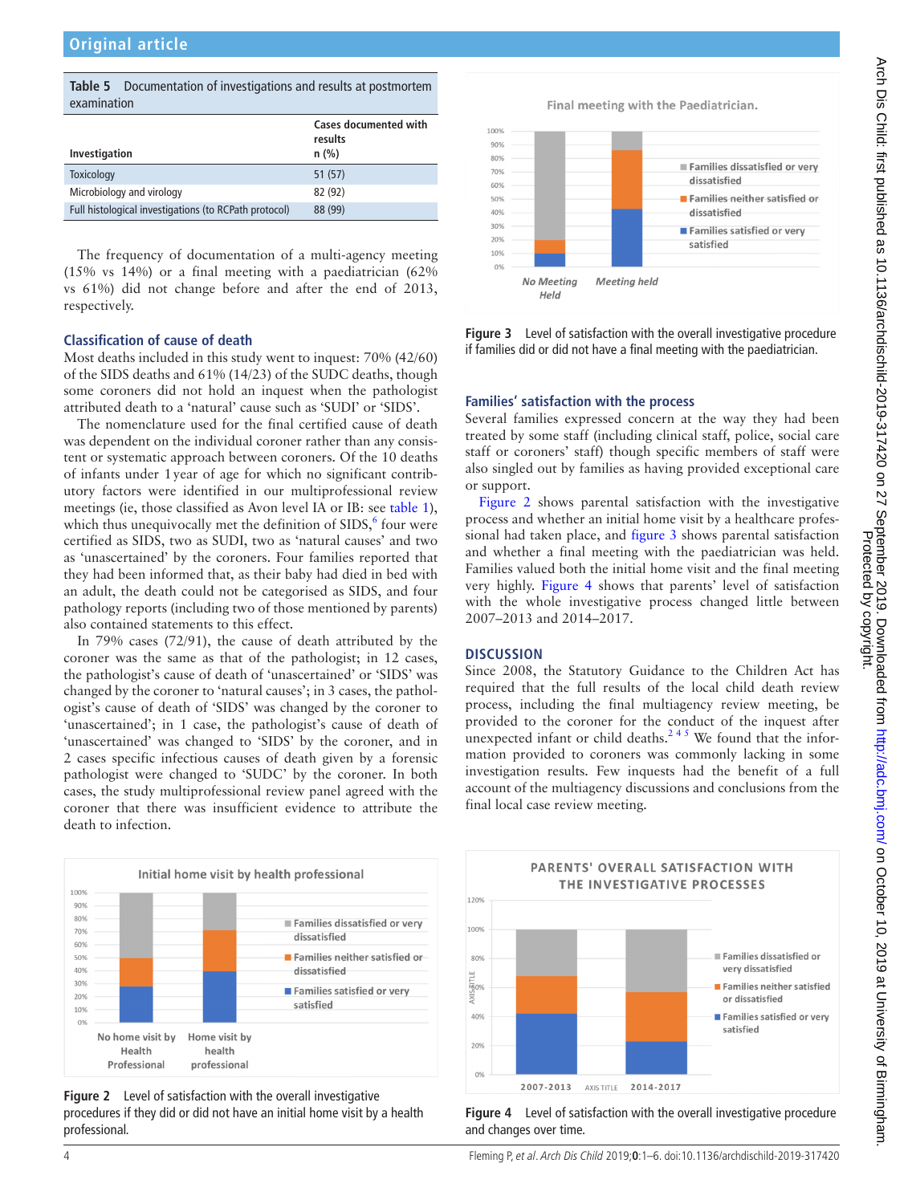**Table 5** Documentation of investigations and results at postmortem examination

| Investigation | Cases documented with results n (%) |
|---|---|
| Toxicology | 51 (57) |
| Microbiology and virology | 82 (92) |
| Full histological investigations (to RCPath protocol) | 88 (99) |

The frequency of documentation of a multi-agency meeting (15% vs 14%) or a final meeting with a paediatrician (62% vs 61%) did not change before and after the end of 2013, respectively.

### Classification of cause of death

Most deaths included in this study went to inquest: 70% (42/60) of the SIDS deaths and 61% (14/23) of the SUDC deaths, though some coroners did not hold an inquest when the pathologist attributed death to a 'natural' cause such as 'SUDI' or 'SIDS'.

The nomenclature used for the final certified cause of death was dependent on the individual coroner rather than any consistent or systematic approach between coroners. Of the 10 deaths of infants under 1 year of age for which no significant contributory factors were identified in our multiprofessional review meetings (ie, those classified as Avon level IA or IB: see table 1), which thus unequivocally met the definition of SIDS,[6] four were certified as SIDS, two as SUDI, two as 'natural causes' and two as 'unascertained' by the coroners. Four families reported that they had been informed that, as their baby had died in bed with an adult, the death could not be categorised as SIDS, and four pathology reports (including two of those mentioned by parents) also contained statements to this effect.

In 79% cases (72/91), the cause of death attributed by the coroner was the same as that of the pathologist; in 12 cases, the pathologist's cause of death of 'unascertained' or 'SIDS' was changed by the coroner to 'natural causes'; in 3 cases, the pathologist's cause of death of 'SIDS' was changed by the coroner to 'unascertained'; in 1 case, the pathologist's cause of death of 'unascertained' was changed to 'SIDS' by the coroner, and in 2 cases specific infectious causes of death given by a forensic pathologist were changed to 'SUDC' by the coroner. In both cases, the study multiprofessional review panel agreed with the coroner that there was insufficient evidence to attribute the death to infection.

Figure 2 Level of satisfaction with the overall investigative procedures if they did or did not have an initial home visit by a health professional.

Figure 3 Level of satisfaction with the overall investigative procedure if families did or did not have a final meeting with the paediatrician.

### Families' satisfaction with the process

Several families expressed concern at the way they had been treated by some staff (including clinical staff, police, social care staff or coroners' staff) though specific members of staff were also singled out by families as having provided exceptional care or support.

Figure 2 shows parental satisfaction with the investigative process and whether an initial home visit by a healthcare professional had taken place, and figure 3 shows parental satisfaction and whether a final meeting with the paediatrician was held. Families valued both the initial home visit and the final meeting very highly. Figure 4 shows that parents' level of satisfaction with the whole investigative process changed little between 2007–2013 and 2014–2017.

## DISCUSSION

Since 2008, the Statutory Guidance to the Children Act has required that the full results of the local child death review process, including the final multiagency review meeting, be provided to the coroner for the conduct of the inquest after unexpected infant or child deaths.[2 4 5] We found that the information provided to coroners was commonly lacking in some investigation results. Few inquests had the benefit of a full account of the multiagency discussions and conclusions from the final local case review meeting.

Figure 4 Level of satisfaction with the overall investigative procedure and changes over time.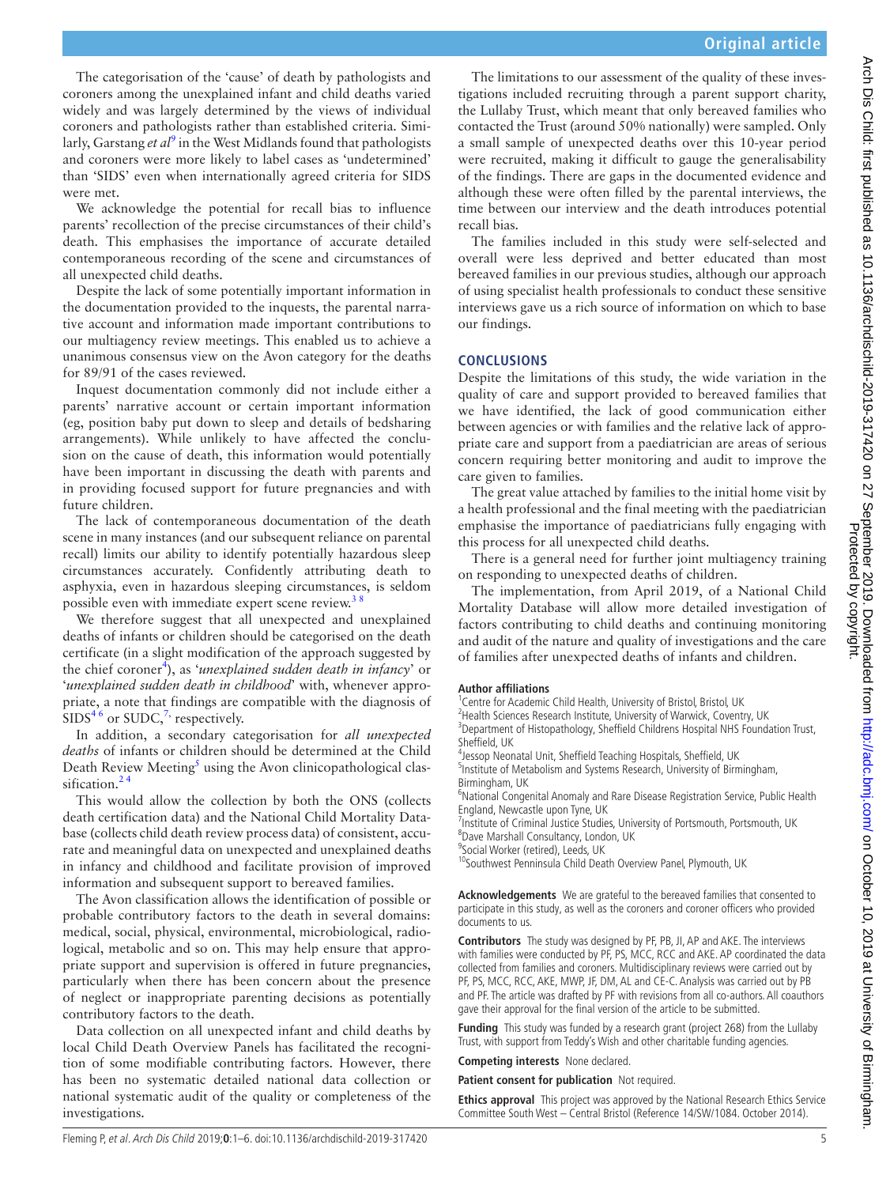The categorisation of the 'cause' of death by pathologists and coroners among the unexplained infant and child deaths varied widely and was largely determined by the views of individual coroners and pathologists rather than established criteria. Similarly, Garstang *et al*[9] in the West Midlands found that pathologists and coroners were more likely to label cases as 'undetermined' than 'SIDS' even when internationally agreed criteria for SIDS were met.

We acknowledge the potential for recall bias to influence parents' recollection of the precise circumstances of their child's death. This emphasises the importance of accurate detailed contemporaneous recording of the scene and circumstances of all unexpected child deaths.

Despite the lack of some potentially important information in the documentation provided to the inquests, the parental narrative account and information made important contributions to our multiagency review meetings. This enabled us to achieve a unanimous consensus view on the Avon category for the deaths for 89/91 of the cases reviewed.

Inquest documentation commonly did not include either a parents' narrative account or certain important information (eg, position baby put down to sleep and details of bedsharing arrangements). While unlikely to have affected the conclusion on the cause of death, this information would potentially have been important in discussing the death with parents and in providing focused support for future pregnancies and with future children.

The lack of contemporaneous documentation of the death scene in many instances (and our subsequent reliance on parental recall) limits our ability to identify potentially hazardous sleep circumstances accurately. Confidently attributing death to asphyxia, even in hazardous sleeping circumstances, is seldom possible even with immediate expert scene review.[3 8]

We therefore suggest that all unexpected and unexplained deaths of infants or children should be categorised on the death certificate (in a slight modification of the approach suggested by the chief coroner[4]), as '*unexplained sudden death in infancy*' or '*unexplained sudden death in childhood*' with, whenever appropriate, a note that findings are compatible with the diagnosis of SIDS[4 6] or SUDC,[7] respectively.

In addition, a secondary categorisation for *all unexpected deaths* of infants or children should be determined at the Child Death Review Meeting[5] using the Avon clinicopathological classification.[2 4]

This would allow the collection by both the ONS (collects death certification data) and the National Child Mortality Database (collects child death review process data) of consistent, accurate and meaningful data on unexpected and unexplained deaths in infancy and childhood and facilitate provision of improved information and subsequent support to bereaved families.

The Avon classification allows the identification of possible or probable contributory factors to the death in several domains: medical, social, physical, environmental, microbiological, radiological, metabolic and so on. This may help ensure that appropriate support and supervision is offered in future pregnancies, particularly when there has been concern about the presence of neglect or inappropriate parenting decisions as potentially contributory factors to the death.

Data collection on all unexpected infant and child deaths by local Child Death Overview Panels has facilitated the recognition of some modifiable contributing factors. However, there has been no systematic detailed national data collection or national systematic audit of the quality or completeness of the investigations.

The limitations to our assessment of the quality of these investigations included recruiting through a parent support charity, the Lullaby Trust, which meant that only bereaved families who contacted the Trust (around 50% nationally) were sampled. Only a small sample of unexpected deaths over this 10-year period were recruited, making it difficult to gauge the generalisability of the findings. There are gaps in the documented evidence and although these were often filled by the parental interviews, the time between our interview and the death introduces potential recall bias.

The families included in this study were self-selected and overall were less deprived and better educated than most bereaved families in our previous studies, although our approach of using specialist health professionals to conduct these sensitive interviews gave us a rich source of information on which to base our findings.

## CONCLUSIONS

Despite the limitations of this study, the wide variation in the quality of care and support provided to bereaved families that we have identified, the lack of good communication either between agencies or with families and the relative lack of appropriate care and support from a paediatrician are areas of serious concern requiring better monitoring and audit to improve the care given to families.

The great value attached by families to the initial home visit by a health professional and the final meeting with the paediatrician emphasise the importance of paediatricians fully engaging with this process for all unexpected child deaths.

There is a general need for further joint multiagency training on responding to unexpected deaths of children.

The implementation, from April 2019, of a National Child Mortality Database will allow more detailed investigation of factors contributing to child deaths and continuing monitoring and audit of the nature and quality of investigations and the care of families after unexpected deaths of infants and children.

**Author affiliations**

[1]Centre for Academic Child Health, University of Bristol, Bristol, UK
[2]Health Sciences Research Institute, University of Warwick, Coventry, UK
[3]Department of Histopathology, Sheffield Childrens Hospital NHS Foundation Trust, Sheffield, UK
[4]Jessop Neonatal Unit, Sheffield Teaching Hospitals, Sheffield, UK
[5]Institute of Metabolism and Systems Research, University of Birmingham, Birmingham, UK
[6]National Congenital Anomaly and Rare Disease Registration Service, Public Health England, Newcastle upon Tyne, UK
[7]Institute of Criminal Justice Studies, University of Portsmouth, Portsmouth, UK
[8]Dave Marshall Consultancy, London, UK
[9]Social Worker (retired), Leeds, UK
[10]Southwest Penninsula Child Death Overview Panel, Plymouth, UK

**Acknowledgements** We are grateful to the bereaved families that consented to participate in this study, as well as the coroners and coroner officers who provided documents to us.

**Contributors** The study was designed by PF, PB, JI, AP and AKE. The interviews with families were conducted by PF, PS, MCC, RCC and AKE. AP coordinated the data collected from families and coroners. Multidisciplinary reviews were carried out by PF, PS, MCC, RCC, AKE, MWP, JF, DM, AL and CE-C. Analysis was carried out by PB and PF. The article was drafted by PF with revisions from all co-authors. All coauthors gave their approval for the final version of the article to be submitted.

**Funding** This study was funded by a research grant (project 268) from the Lullaby Trust, with support from Teddy's Wish and other charitable funding agencies.

**Competing interests** None declared.

**Patient consent for publication** Not required.

**Ethics approval** This project was approved by the National Research Ethics Service Committee South West – Central Bristol (Reference 14/SW/1084. October 2014).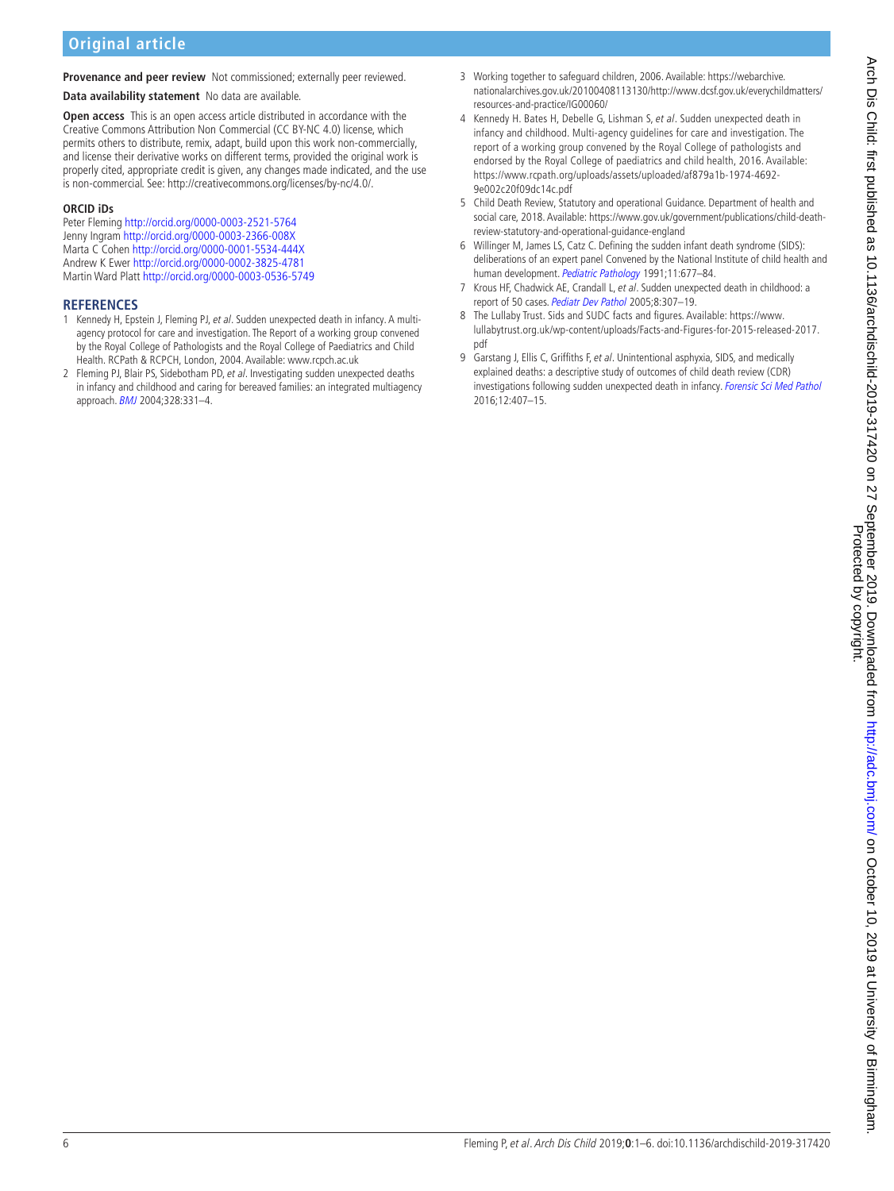**Provenance and peer review** Not commissioned; externally peer reviewed.

**Data availability statement** No data are available.

**Open access** This is an open access article distributed in accordance with the Creative Commons Attribution Non Commercial (CC BY-NC 4.0) license, which permits others to distribute, remix, adapt, build upon this work non-commercially, and license their derivative works on different terms, provided the original work is properly cited, appropriate credit is given, any changes made indicated, and the use is non-commercial. See: http://creativecommons.org/licenses/by-nc/4.0/.

**ORCID iDs**

Peter Fleming http://orcid.org/0000-0003-2521-5764
Jenny Ingram http://orcid.org/0000-0003-2366-008X
Marta C Cohen http://orcid.org/0000-0001-5534-444X
Andrew K Ewer http://orcid.org/0000-0002-3825-4781
Martin Ward Platt http://orcid.org/0000-0003-0536-5749

## REFERENCES

1. Kennedy H, Epstein J, Fleming PJ, *et al*. Sudden unexpected death in infancy. A multi-agency protocol for care and investigation. The Report of a working group convened by the Royal College of Pathologists and the Royal College of Paediatrics and Child Health. RCPath & RCPCH, London, 2004. Available: www.rcpch.ac.uk
2. Fleming PJ, Blair PS, Sidebotham PD, *et al*. Investigating sudden unexpected deaths in infancy and childhood and caring for bereaved families: an integrated multiagency approach. *BMJ* 2004;328:331–4.
3. Working together to safeguard children, 2006. Available: https://webarchive.nationalarchives.gov.uk/20100408113130/http://www.dcsf.gov.uk/everychildmatters/resources-and-practice/IG00060/
4. Kennedy H. Bates H, Debelle G, Lishman S, *et al*. Sudden unexpected death in infancy and childhood. Multi-agency guidelines for care and investigation. The report of a working group convened by the Royal College of pathologists and endorsed by the Royal College of paediatrics and child health, 2016. Available: https://www.rcpath.org/uploads/assets/uploaded/af879a1b-1974-4692-9e002c20f09dc14c.pdf
5. Child Death Review, Statutory and operational Guidance. Department of health and social care, 2018. Available: https://www.gov.uk/government/publications/child-death-review-statutory-and-operational-guidance-england
6. Willinger M, James LS, Catz C. Defining the sudden infant death syndrome (SIDS): deliberations of an expert panel Convened by the National Institute of child health and human development. *Pediatric Pathology* 1991;11:677–84.
7. Krous HF, Chadwick AE, Crandall L, *et al*. Sudden unexpected death in childhood: a report of 50 cases. *Pediatr Dev Pathol* 2005;8:307–19.
8. The Lullaby Trust. Sids and SUDC facts and figures. Available: https://www.lullabytrust.org.uk/wp-content/uploads/Facts-and-Figures-for-2015-released-2017.pdf
9. Garstang J, Ellis C, Griffiths F, *et al*. Unintentional asphyxia, SIDS, and medically explained deaths: a descriptive study of outcomes of child death review (CDR) investigations following sudden unexpected death in infancy. *Forensic Sci Med Pathol* 2016;12:407–15.